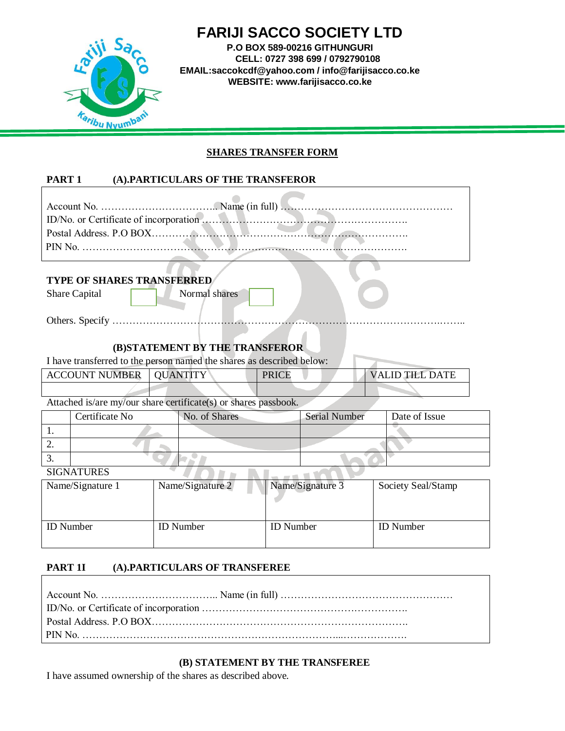# FARIJI SACCO SOCIETY LTD

**P.O BOX 589-00216 GITHUNGURI**
**CELL: 0727 398 699 / 0792790108**
**EMAIL:saccokcdf@yahoo.com / info@farijisacco.co.ke**
**WEBSITE: www.farijisacco.co.ke**

## SHARES TRANSFER FORM

### PART 1 (A).PARTICULARS OF THE TRANSFEROR

Account No. …………………………….. Name (in full) …………………………………………
ID/No. or Certificate of incorporation ………………………………………………….
Postal Address. P.O BOX………………………………………………………………….
PIN No. ………………………………………………………………..……………….

**TYPE OF SHARES TRANSFERRED**

Share Capital ☐ Normal shares ☐

Others. Specify ………………………………………………………………………………..……..

**(B)STATEMENT BY THE TRANSFEROR**

I have transferred to the person named the shares as described below:

| ACCOUNT NUMBER | QUANTITY | PRICE | VALID TILL DATE |
|---|---|---|---|
| | | | |

Attached is/are my/our share certificate(s) or shares passbook.

| | Certificate No | No. of Shares | Serial Number | Date of Issue |
|---|---|---|---|---|
| 1. | | | | |
| 2. | | | | |
| 3. | | | | |

SIGNATURES

| Name/Signature 1 | Name/Signature 2 | Name/Signature 3 | Society Seal/Stamp |
|---|---|---|---|
| ID Number | ID Number | ID Number | ID Number |

### PART 1I (A).PARTICULARS OF TRANSFEREE

Account No. …………………………….. Name (in full) …………………………………………
ID/No. or Certificate of incorporation ………………………………………………….
Postal Address. P.O BOX………………………………………………………………….
PIN No. ………………………………………………………………...……………….

**(B) STATEMENT BY THE TRANSFEREE**

I have assumed ownership of the shares as described above.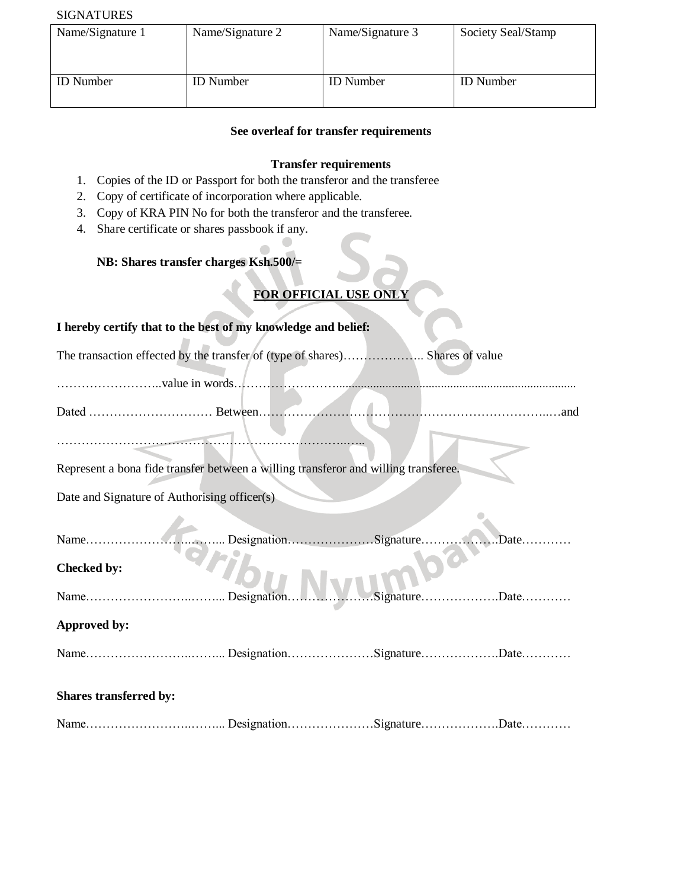SIGNATURES

| Name/Signature 1 | Name/Signature 2 | Name/Signature 3 | Society Seal/Stamp |
|---|---|---|---|
| ID Number | ID Number | ID Number | ID Number |

**See overleaf for transfer requirements**

**Transfer requirements**

1. Copies of the ID or Passport for both the transferor and the transferee
2. Copy of certificate of incorporation where applicable.
3. Copy of KRA PIN No for both the transferor and the transferee.
4. Share certificate or shares passbook if any.

**NB: Shares transfer charges Ksh.500/=**

**FOR OFFICIAL USE ONLY**

**I hereby certify that to the best of my knowledge and belief:**

The transaction effected by the transfer of (type of shares)……………….. Shares of value

……………………..value in words…………………………………………………………………………………

Dated ………………………… Between……………………………………………………………..…and

……………………………………………………….…..

Represent a bona fide transfer between a willing transferor and willing transferee.

Date and Signature of Authorising officer(s)

Name……………………..……... Designation…………………Signature……………….Date…………

**Checked by:**

Name……………………..……... Designation…………………Signature……………….Date…………

**Approved by:**

Name……………………..……... Designation…………………Signature……………….Date…………

**Shares transferred by:**

Name……………………..……... Designation…………………Signature……………….Date…………